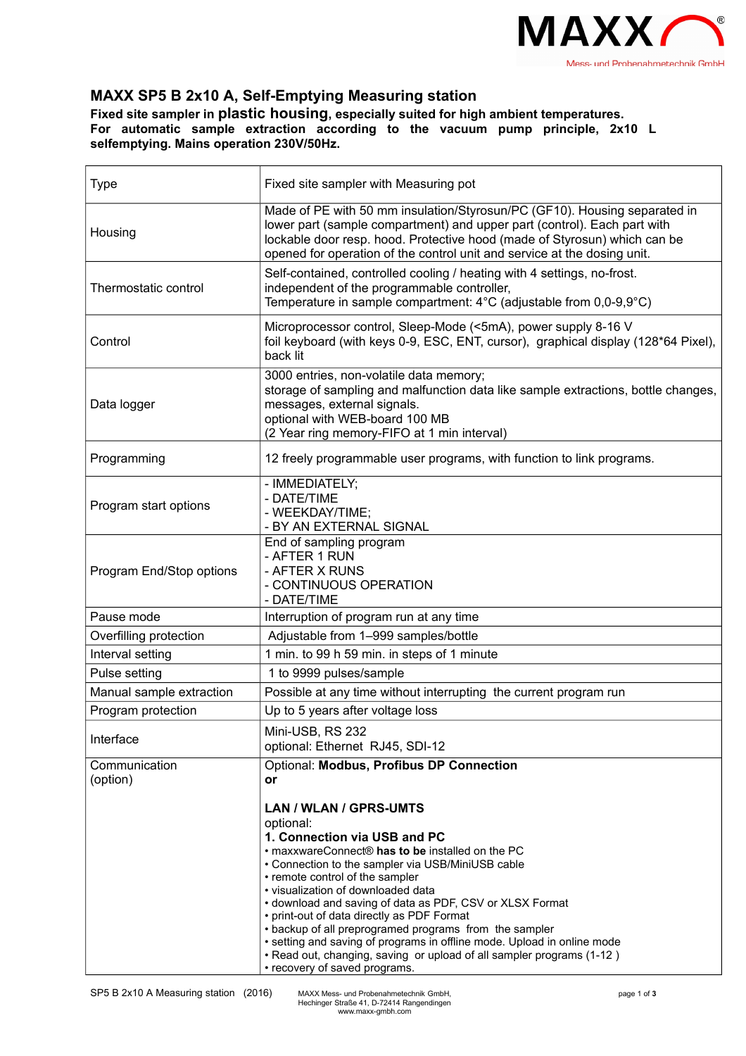MAXX
Mess- und Probenahmetechnik GmbH

# MAXX SP5 B 2x10 A, Self-Emptying Measuring station

**Fixed site sampler in plastic housing, especially suited for high ambient temperatures. For automatic sample extraction according to the vacuum pump principle, 2x10 L selfemptying. Mains operation 230V/50Hz.**

| | |
|---|---|
| Type | Fixed site sampler with Measuring pot |
| Housing | Made of PE with 50 mm insulation/Styrosun/PC (GF10). Housing separated in lower part (sample compartment) and upper part (control). Each part with lockable door resp. hood. Protective hood (made of Styrosun) which can be opened for operation of the control unit and service at the dosing unit. |
| Thermostatic control | Self-contained, controlled cooling / heating with 4 settings, no-frost. independent of the programmable controller, Temperature in sample compartment: 4°C (adjustable from 0,0-9,9°C) |
| Control | Microprocessor control, Sleep-Mode (<5mA), power supply 8-16 V foil keyboard (with keys 0-9, ESC, ENT, cursor), graphical display (128*64 Pixel), back lit |
| Data logger | 3000 entries, non-volatile data memory;<br>storage of sampling and malfunction data like sample extractions, bottle changes, messages, external signals.<br>optional with WEB-board 100 MB<br>(2 Year ring memory-FIFO at 1 min interval) |
| Programming | 12 freely programmable user programs, with function to link programs. |
| Program start options | - IMMEDIATELY;<br>- DATE/TIME<br>- WEEKDAY/TIME;<br>- BY AN EXTERNAL SIGNAL |
| Program End/Stop options | End of sampling program<br>- AFTER 1 RUN<br>- AFTER X RUNS<br>- CONTINUOUS OPERATION<br>- DATE/TIME |
| Pause mode | Interruption of program run at any time |
| Overfilling protection | Adjustable from 1–999 samples/bottle |
| Interval setting | 1 min. to 99 h 59 min. in steps of 1 minute |
| Pulse setting | 1 to 9999 pulses/sample |
| Manual sample extraction | Possible at any time without interrupting the current program run |
| Program protection | Up to 5 years after voltage loss |
| Interface | Mini-USB, RS 232<br>optional: Ethernet RJ45, SDI-12 |
| Communication (option) | Optional: **Modbus, Profibus DP Connection**<br>**or**<br><br>**LAN / WLAN / GPRS-UMTS**<br>optional:<br>**1. Connection via USB and PC**<br>• maxxwareConnect® **has to be** installed on the PC<br>• Connection to the sampler via USB/MiniUSB cable<br>• remote control of the sampler<br>• visualization of downloaded data<br>• download and saving of data as PDF, CSV or XLSX Format<br>• print-out of data directly as PDF Format<br>• backup of all preprogramed programs from the sampler<br>• setting and saving of programs in offline mode. Upload in online mode<br>• Read out, changing, saving or upload of all sampler programs (1-12 )<br>• recovery of saved programs. |

SP5 B 2x10 A Measuring station (2016)

MAXX Mess- und Probenahmetechnik GmbH, Hechinger Straße 41, D-72414 Rangendingen www.maxx-gmbh.com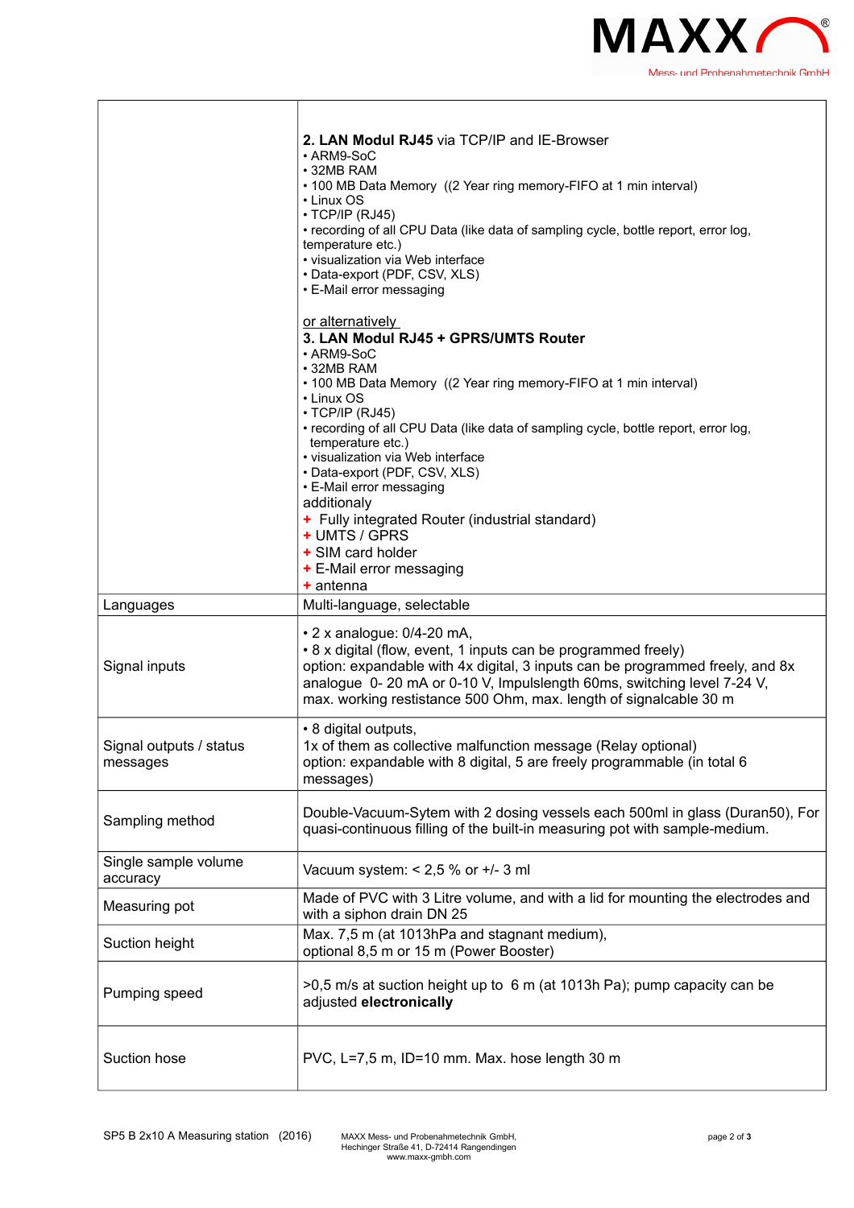| | |
|---|---|
| | **2. LAN Modul RJ45** via TCP/IP and IE-Browser<br>• ARM9-SoC<br>• 32MB RAM<br>• 100 MB Data Memory ((2 Year ring memory-FIFO at 1 min interval)<br>• Linux OS<br>• TCP/IP (RJ45)<br>• recording of all CPU Data (like data of sampling cycle, bottle report, error log, temperature etc.)<br>• visualization via Web interface<br>• Data-export (PDF, CSV, XLS)<br>• E-Mail error messaging<br><br>or alternatively<br>**3. LAN Modul RJ45 + GPRS/UMTS Router**<br>• ARM9-SoC<br>• 32MB RAM<br>• 100 MB Data Memory ((2 Year ring memory-FIFO at 1 min interval)<br>• Linux OS<br>• TCP/IP (RJ45)<br>• recording of all CPU Data (like data of sampling cycle, bottle report, error log, temperature etc.)<br>• visualization via Web interface<br>• Data-export (PDF, CSV, XLS)<br>• E-Mail error messaging<br>additionaly<br>+ Fully integrated Router (industrial standard)<br>+ UMTS / GPRS<br>+ SIM card holder<br>+ E-Mail error messaging<br>+ antenna |
| Languages | Multi-language, selectable |
| Signal inputs | • 2 x analogue: 0/4-20 mA,<br>• 8 x digital (flow, event, 1 inputs can be programmed freely)<br>option: expandable with 4x digital, 3 inputs can be programmed freely, and 8x analogue 0- 20 mA or 0-10 V, Impulslength 60ms, switching level 7-24 V, max. working restistance 500 Ohm, max. length of signalcable 30 m |
| Signal outputs / status messages | • 8 digital outputs,<br>1x of them as collective malfunction message (Relay optional)<br>option: expandable with 8 digital, 5 are freely programmable (in total 6 messages) |
| Sampling method | Double-Vacuum-Sytem with 2 dosing vessels each 500ml in glass (Duran50), For quasi-continuous filling of the built-in measuring pot with sample-medium. |
| Single sample volume accuracy | Vacuum system: < 2,5 % or +/- 3 ml |
| Measuring pot | Made of PVC with 3 Litre volume, and with a lid for mounting the electrodes and with a siphon drain DN 25 |
| Suction height | Max. 7,5 m (at 1013hPa and stagnant medium),<br>optional 8,5 m or 15 m (Power Booster) |
| Pumping speed | >0,5 m/s at suction height up to 6 m (at 1013h Pa); pump capacity can be adjusted **electronically** |
| Suction hose | PVC, L=7,5 m, ID=10 mm. Max. hose length 30 m |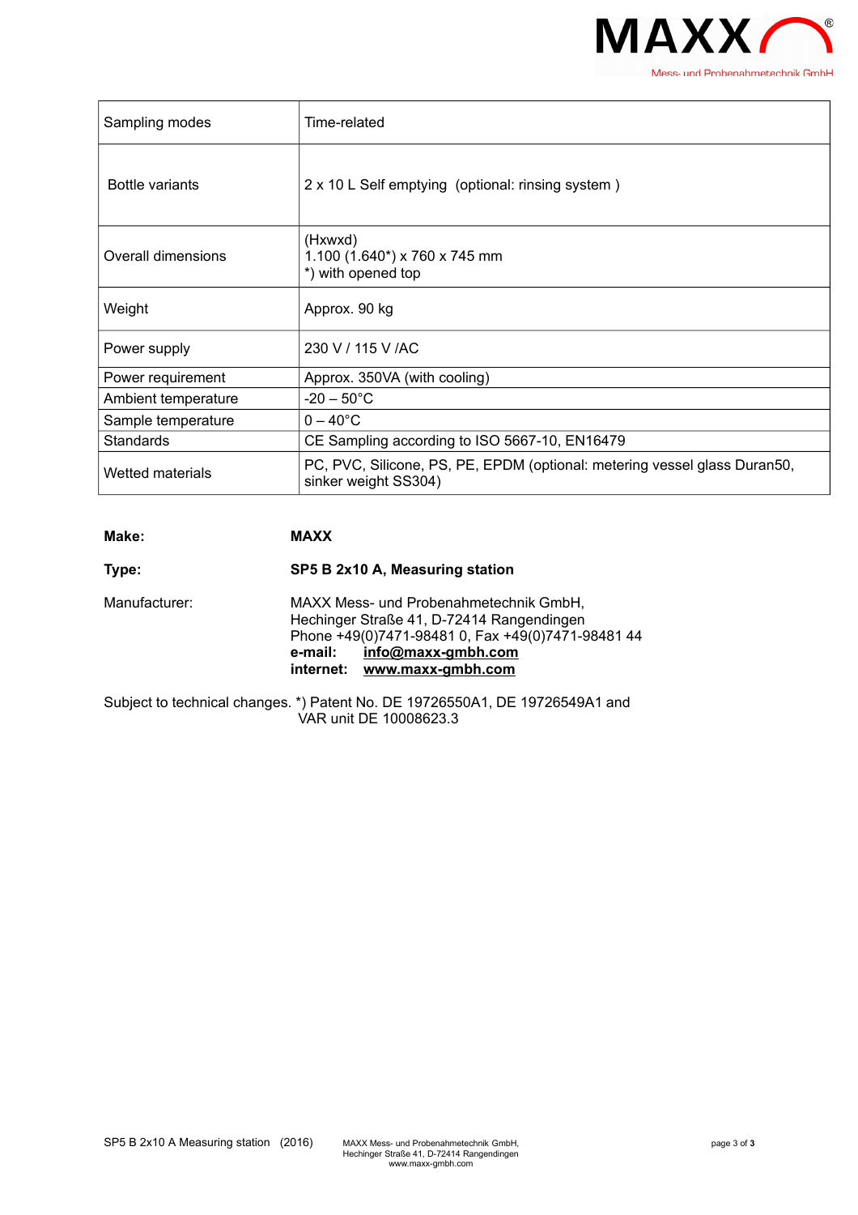| | |
|---|---|
| Sampling modes | Time-related |
| Bottle variants | 2 x 10 L Self emptying (optional: rinsing system ) |
| Overall dimensions | (Hxwxd)<br>1.100 (1.640*) x 760 x 745 mm<br>*) with opened top |
| Weight | Approx. 90 kg |
| Power supply | 230 V / 115 V /AC |
| Power requirement | Approx. 350VA (with cooling) |
| Ambient temperature | -20 – 50°C |
| Sample temperature | 0 – 40°C |
| Standards | CE Sampling according to ISO 5667-10, EN16479 |
| Wetted materials | PC, PVC, Silicone, PS, PE, EPDM (optional: metering vessel glass Duran50, sinker weight SS304) |

**Make:** **MAXX**

**Type:** **SP5 B 2x10 A, Measuring station**

Manufacturer: MAXX Mess- und Probenahmetechnik GmbH,
Hechinger Straße 41, D-72414 Rangendingen
Phone +49(0)7471-98481 0, Fax +49(0)7471-98481 44
**e-mail:** **info@maxx-gmbh.com**
**internet:** **www.maxx-gmbh.com**

Subject to technical changes. *) Patent No. DE 19726550A1, DE 19726549A1 and VAR unit DE 10008623.3